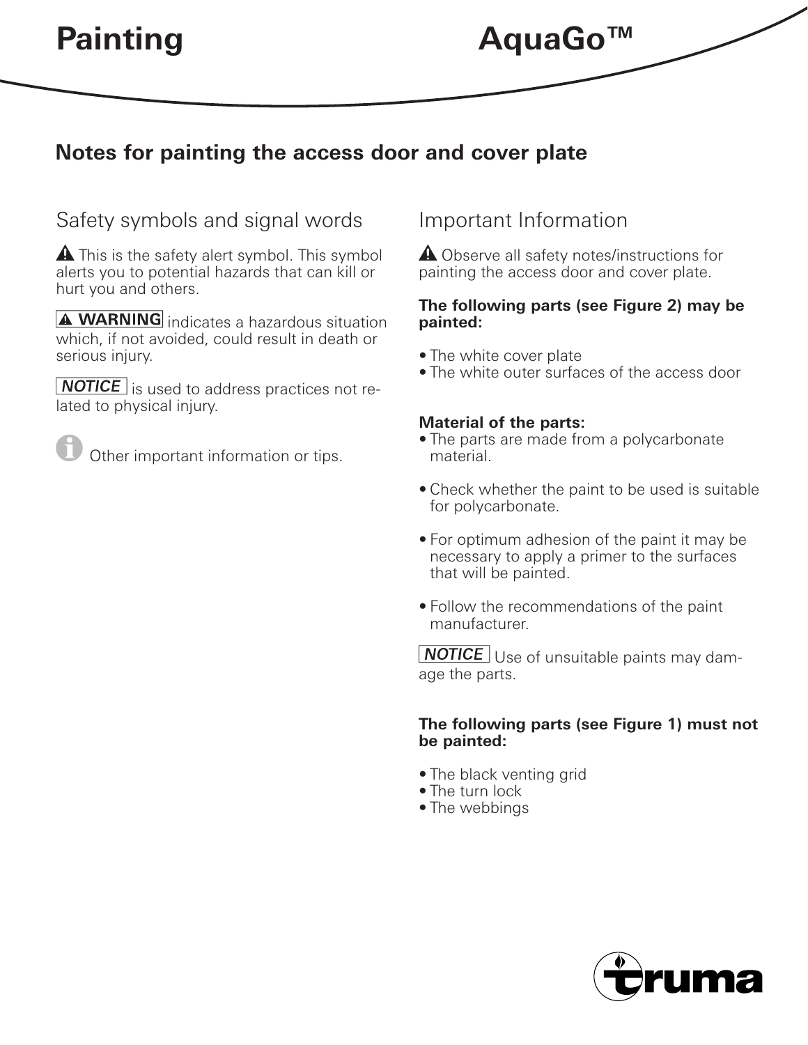# Painting AquaGo™

## Notes for painting the access door and cover plate

### Safety symbols and signal words

⚠ This is the safety alert symbol. This symbol alerts you to potential hazards that can kill or hurt you and others.

**⚠ WARNING** indicates a hazardous situation which, if not avoided, could result in death or serious injury.

***NOTICE*** is used to address practices not related to physical injury.

ℹ Other important information or tips.

### Important Information

⚠ Observe all safety notes/instructions for painting the access door and cover plate.

**The following parts (see Figure 2) may be painted:**

- The white cover plate
- The white outer surfaces of the access door

**Material of the parts:**

- The parts are made from a polycarbonate material.
- Check whether the paint to be used is suitable for polycarbonate.
- For optimum adhesion of the paint it may be necessary to apply a primer to the surfaces that will be painted.
- Follow the recommendations of the paint manufacturer.

***NOTICE*** Use of unsuitable paints may damage the parts.

**The following parts (see Figure 1) must not be painted:**

- The black venting grid
- The turn lock
- The webbings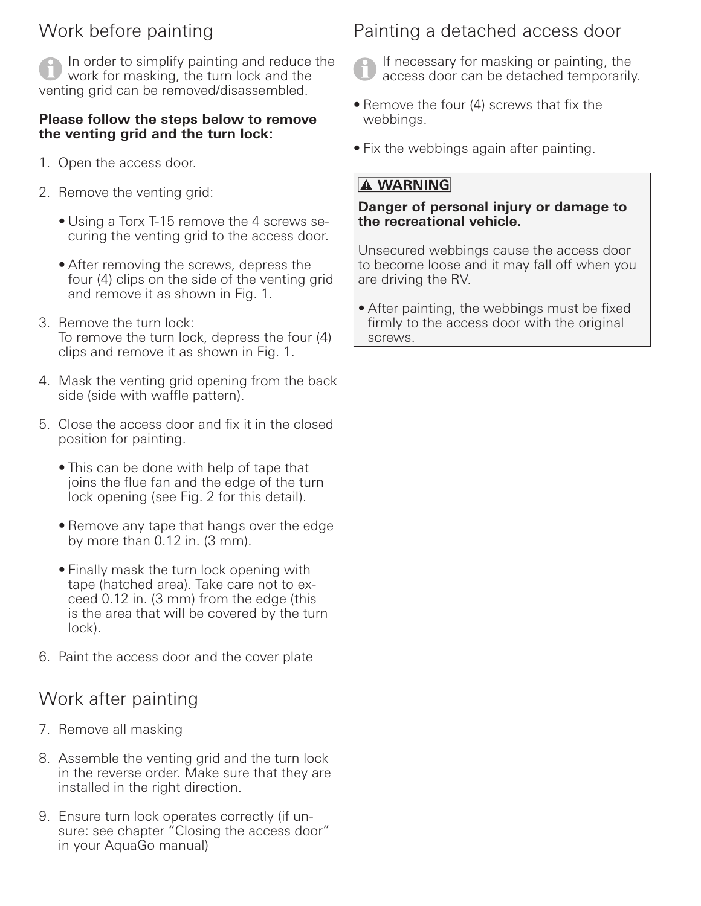## Work before painting

In order to simplify painting and reduce the work for masking, the turn lock and the venting grid can be removed/disassembled.

**Please follow the steps below to remove the venting grid and the turn lock:**

1. Open the access door.
2. Remove the venting grid:
   - Using a Torx T-15 remove the 4 screws securing the venting grid to the access door.
   - After removing the screws, depress the four (4) clips on the side of the venting grid and remove it as shown in Fig. 1.
3. Remove the turn lock:
   To remove the turn lock, depress the four (4) clips and remove it as shown in Fig. 1.
4. Mask the venting grid opening from the back side (side with waffle pattern).
5. Close the access door and fix it in the closed position for painting.
   - This can be done with help of tape that joins the flue fan and the edge of the turn lock opening (see Fig. 2 for this detail).
   - Remove any tape that hangs over the edge by more than 0.12 in. (3 mm).
   - Finally mask the turn lock opening with tape (hatched area). Take care not to exceed 0.12 in. (3 mm) from the edge (this is the area that will be covered by the turn lock).
6. Paint the access door and the cover plate

## Work after painting

7. Remove all masking
8. Assemble the venting grid and the turn lock in the reverse order. Make sure that they are installed in the right direction.
9. Ensure turn lock operates correctly (if unsure: see chapter "Closing the access door" in your AquaGo manual)

## Painting a detached access door

If necessary for masking or painting, the access door can be detached temporarily.

- Remove the four (4) screws that fix the webbings.
- Fix the webbings again after painting.

**⚠ WARNING**

**Danger of personal injury or damage to the recreational vehicle.**

Unsecured webbings cause the access door to become loose and it may fall off when you are driving the RV.

- After painting, the webbings must be fixed firmly to the access door with the original screws.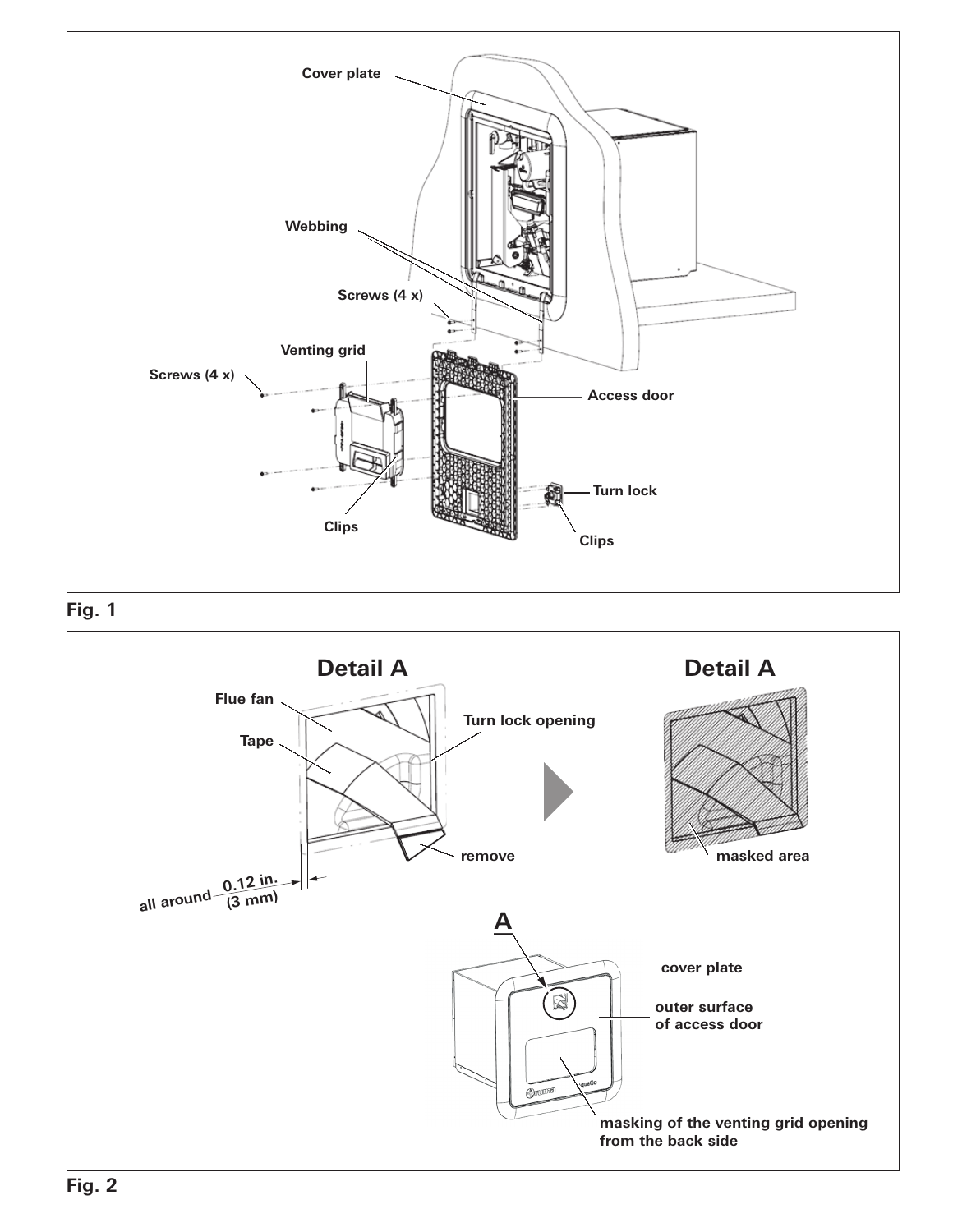Fig. 1

Fig. 2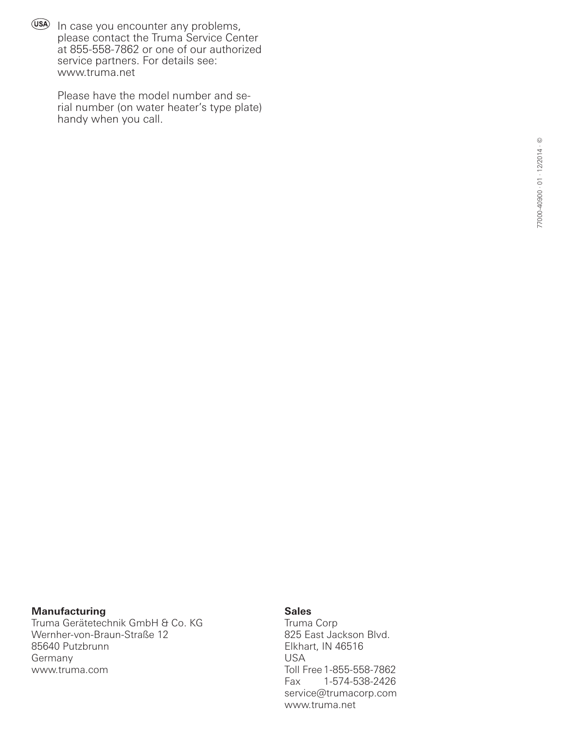(USA) In case you encounter any problems, please contact the Truma Service Center at 855-558-7862 or one of our authorized service partners. For details see: www.truma.net

Please have the model number and serial number (on water heater's type plate) handy when you call.

77000-40900 · 01 · 12/2014 · ©

**Manufacturing**
Truma Gerätetechnik GmbH & Co. KG
Wernher-von-Braun-Straße 12
85640 Putzbrunn
Germany
www.truma.com

**Sales**
Truma Corp
825 East Jackson Blvd.
Elkhart, IN 46516
USA
Toll Free 1-855-558-7862
Fax 1-574-538-2426
service@trumacorp.com
www.truma.net